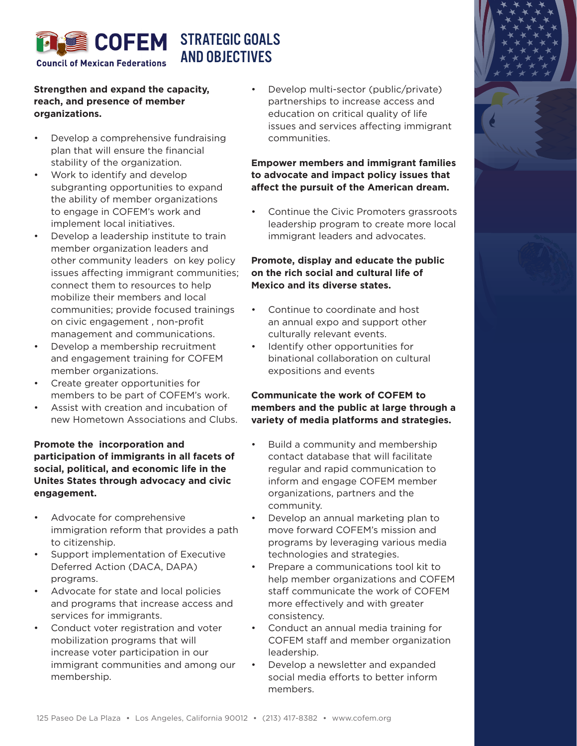# COFEM

Council of Mexican Federations

## STRATEGIC GOALS AND OBJECTIVES

**Strengthen and expand the capacity, reach, and presence of member organizations.**

- Develop a comprehensive fundraising plan that will ensure the financial stability of the organization.
- Work to identify and develop subgranting opportunities to expand the ability of member organizations to engage in COFEM's work and implement local initiatives.
- Develop a leadership institute to train member organization leaders and other community leaders on key policy issues affecting immigrant communities; connect them to resources to help mobilize their members and local communities; provide focused trainings on civic engagement , non-profit management and communications.
- Develop a membership recruitment and engagement training for COFEM member organizations.
- Create greater opportunities for members to be part of COFEM's work.
- Assist with creation and incubation of new Hometown Associations and Clubs.

**Promote the incorporation and participation of immigrants in all facets of social, political, and economic life in the Unites States through advocacy and civic engagement.**

- Advocate for comprehensive immigration reform that provides a path to citizenship.
- Support implementation of Executive Deferred Action (DACA, DAPA) programs.
- Advocate for state and local policies and programs that increase access and services for immigrants.
- Conduct voter registration and voter mobilization programs that will increase voter participation in our immigrant communities and among our membership.
- Develop multi-sector (public/private) partnerships to increase access and education on critical quality of life issues and services affecting immigrant communities.

**Empower members and immigrant families to advocate and impact policy issues that affect the pursuit of the American dream.**

- Continue the Civic Promoters grassroots leadership program to create more local immigrant leaders and advocates.

**Promote, display and educate the public on the rich social and cultural life of Mexico and its diverse states.**

- Continue to coordinate and host an annual expo and support other culturally relevant events.
- Identify other opportunities for binational collaboration on cultural expositions and events

**Communicate the work of COFEM to members and the public at large through a variety of media platforms and strategies.**

- Build a community and membership contact database that will facilitate regular and rapid communication to inform and engage COFEM member organizations, partners and the community.
- Develop an annual marketing plan to move forward COFEM's mission and programs by leveraging various media technologies and strategies.
- Prepare a communications tool kit to help member organizations and COFEM staff communicate the work of COFEM more effectively and with greater consistency.
- Conduct an annual media training for COFEM staff and member organization leadership.
- Develop a newsletter and expanded social media efforts to better inform members.

125 Paseo De La Plaza • Los Angeles, California 90012 • (213) 417-8382 • www.cofem.org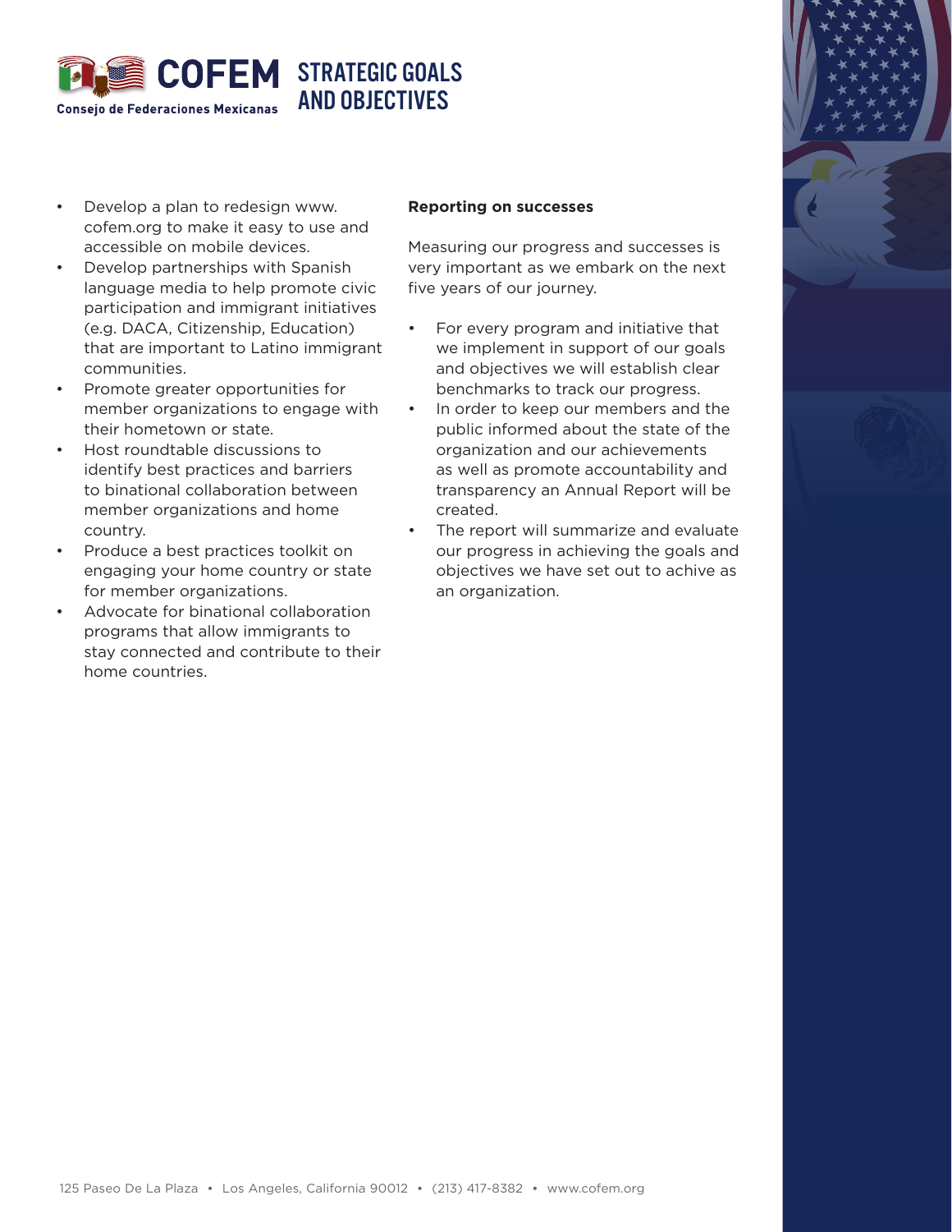- Develop a plan to redesign www.cofem.org to make it easy to use and accessible on mobile devices.
- Develop partnerships with Spanish language media to help promote civic participation and immigrant initiatives (e.g. DACA, Citizenship, Education) that are important to Latino immigrant communities.
- Promote greater opportunities for member organizations to engage with their hometown or state.
- Host roundtable discussions to identify best practices and barriers to binational collaboration between member organizations and home country.
- Produce a best practices toolkit on engaging your home country or state for member organizations.
- Advocate for binational collaboration programs that allow immigrants to stay connected and contribute to their home countries.

**Reporting on successes**

Measuring our progress and successes is very important as we embark on the next five years of our journey.

- For every program and initiative that we implement in support of our goals and objectives we will establish clear benchmarks to track our progress.
- In order to keep our members and the public informed about the state of the organization and our achievements as well as promote accountability and transparency an Annual Report will be created.
- The report will summarize and evaluate our progress in achieving the goals and objectives we have set out to achive as an organization.